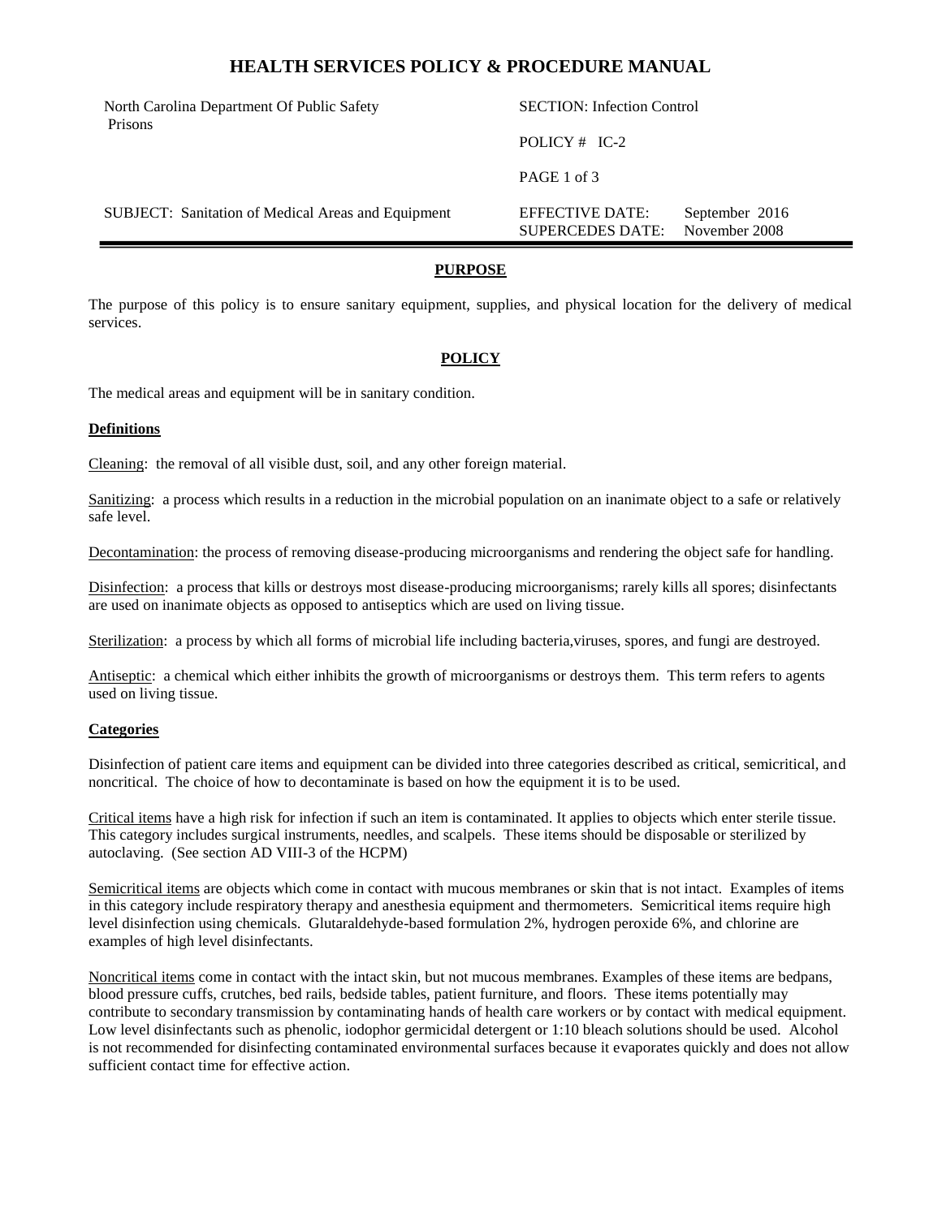# HEALTH SERVICES POLICY & PROCEDURE MANUAL

North Carolina Department Of Public Safety
Prisons

SECTION: Infection Control

POLICY # IC-2

SUBJECT: Sanitation of Medical Areas and Equipment

EFFECTIVE DATE: September 2016
SUPERCEDES DATE: November 2008

## PURPOSE

The purpose of this policy is to ensure sanitary equipment, supplies, and physical location for the delivery of medical services.

## POLICY

The medical areas and equipment will be in sanitary condition.

### Definitions

Cleaning: the removal of all visible dust, soil, and any other foreign material.

Sanitizing: a process which results in a reduction in the microbial population on an inanimate object to a safe or relatively safe level.

Decontamination: the process of removing disease-producing microorganisms and rendering the object safe for handling.

Disinfection: a process that kills or destroys most disease-producing microorganisms; rarely kills all spores; disinfectants are used on inanimate objects as opposed to antiseptics which are used on living tissue.

Sterilization: a process by which all forms of microbial life including bacteria,viruses, spores, and fungi are destroyed.

Antiseptic: a chemical which either inhibits the growth of microorganisms or destroys them. This term refers to agents used on living tissue.

### Categories

Disinfection of patient care items and equipment can be divided into three categories described as critical, semicritical, and noncritical. The choice of how to decontaminate is based on how the equipment it is to be used.

Critical items have a high risk for infection if such an item is contaminated. It applies to objects which enter sterile tissue. This category includes surgical instruments, needles, and scalpels. These items should be disposable or sterilized by autoclaving. (See section AD VIII-3 of the HCPM)

Semicritical items are objects which come in contact with mucous membranes or skin that is not intact. Examples of items in this category include respiratory therapy and anesthesia equipment and thermometers. Semicritical items require high level disinfection using chemicals. Glutaraldehyde-based formulation 2%, hydrogen peroxide 6%, and chlorine are examples of high level disinfectants.

Noncritical items come in contact with the intact skin, but not mucous membranes. Examples of these items are bedpans, blood pressure cuffs, crutches, bed rails, bedside tables, patient furniture, and floors. These items potentially may contribute to secondary transmission by contaminating hands of health care workers or by contact with medical equipment. Low level disinfectants such as phenolic, iodophor germicidal detergent or 1:10 bleach solutions should be used. Alcohol is not recommended for disinfecting contaminated environmental surfaces because it evaporates quickly and does not allow sufficient contact time for effective action.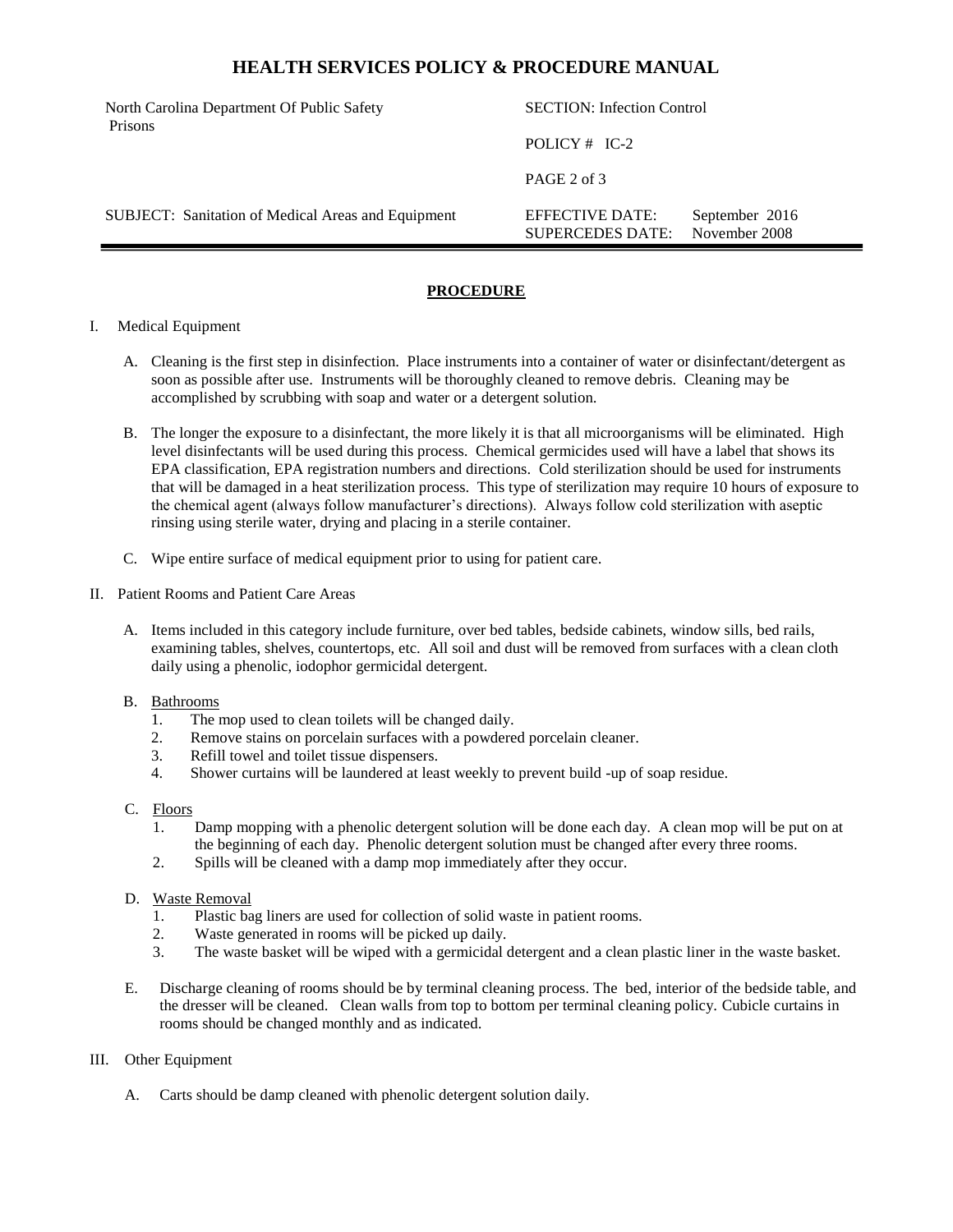## PROCEDURE

I. Medical Equipment

A. Cleaning is the first step in disinfection. Place instruments into a container of water or disinfectant/detergent as soon as possible after use. Instruments will be thoroughly cleaned to remove debris. Cleaning may be accomplished by scrubbing with soap and water or a detergent solution.

B. The longer the exposure to a disinfectant, the more likely it is that all microorganisms will be eliminated. High level disinfectants will be used during this process. Chemical germicides used will have a label that shows its EPA classification, EPA registration numbers and directions. Cold sterilization should be used for instruments that will be damaged in a heat sterilization process. This type of sterilization may require 10 hours of exposure to the chemical agent (always follow manufacturer's directions). Always follow cold sterilization with aseptic rinsing using sterile water, drying and placing in a sterile container.

C. Wipe entire surface of medical equipment prior to using for patient care.

II. Patient Rooms and Patient Care Areas

A. Items included in this category include furniture, over bed tables, bedside cabinets, window sills, bed rails, examining tables, shelves, countertops, etc. All soil and dust will be removed from surfaces with a clean cloth daily using a phenolic, iodophor germicidal detergent.

B. <u>Bathrooms</u>
1. The mop used to clean toilets will be changed daily.
2. Remove stains on porcelain surfaces with a powdered porcelain cleaner.
3. Refill towel and toilet tissue dispensers.
4. Shower curtains will be laundered at least weekly to prevent build -up of soap residue.

C. <u>Floors</u>
1. Damp mopping with a phenolic detergent solution will be done each day. A clean mop will be put on at the beginning of each day. Phenolic detergent solution must be changed after every three rooms.
2. Spills will be cleaned with a damp mop immediately after they occur.

D. <u>Waste Removal</u>
1. Plastic bag liners are used for collection of solid waste in patient rooms.
2. Waste generated in rooms will be picked up daily.
3. The waste basket will be wiped with a germicidal detergent and a clean plastic liner in the waste basket.

E. Discharge cleaning of rooms should be by terminal cleaning process. The bed, interior of the bedside table, and the dresser will be cleaned. Clean walls from top to bottom per terminal cleaning policy. Cubicle curtains in rooms should be changed monthly and as indicated.

III. Other Equipment

A. Carts should be damp cleaned with phenolic detergent solution daily.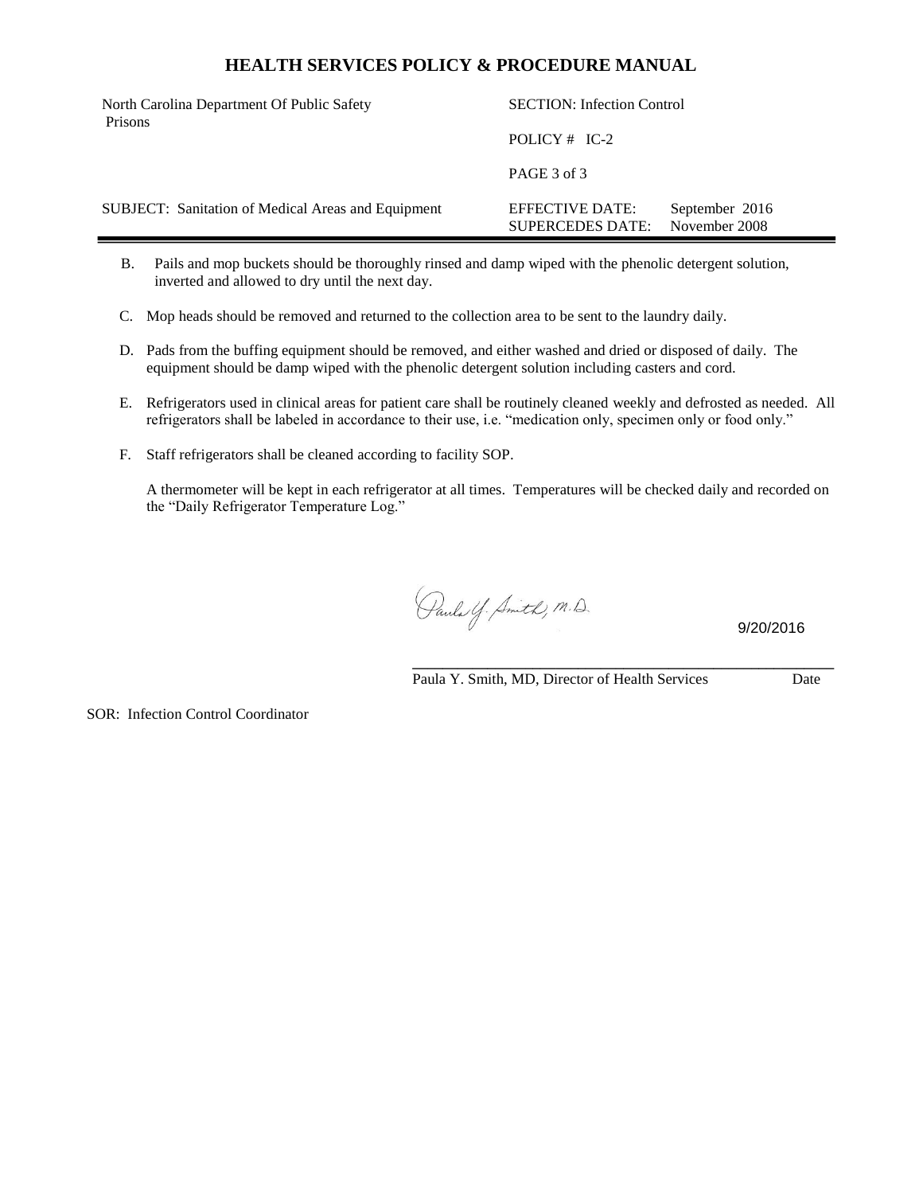B. Pails and mop buckets should be thoroughly rinsed and damp wiped with the phenolic detergent solution, inverted and allowed to dry until the next day.

C. Mop heads should be removed and returned to the collection area to be sent to the laundry daily.

D. Pads from the buffing equipment should be removed, and either washed and dried or disposed of daily. The equipment should be damp wiped with the phenolic detergent solution including casters and cord.

E. Refrigerators used in clinical areas for patient care shall be routinely cleaned weekly and defrosted as needed. All refrigerators shall be labeled in accordance to their use, i.e. "medication only, specimen only or food only."

F. Staff refrigerators shall be cleaned according to facility SOP.

A thermometer will be kept in each refrigerator at all times. Temperatures will be checked daily and recorded on the "Daily Refrigerator Temperature Log."

Paula Y. Smith, M.D. 9/20/2016

Paula Y. Smith, MD, Director of Health Services Date

SOR: Infection Control Coordinator